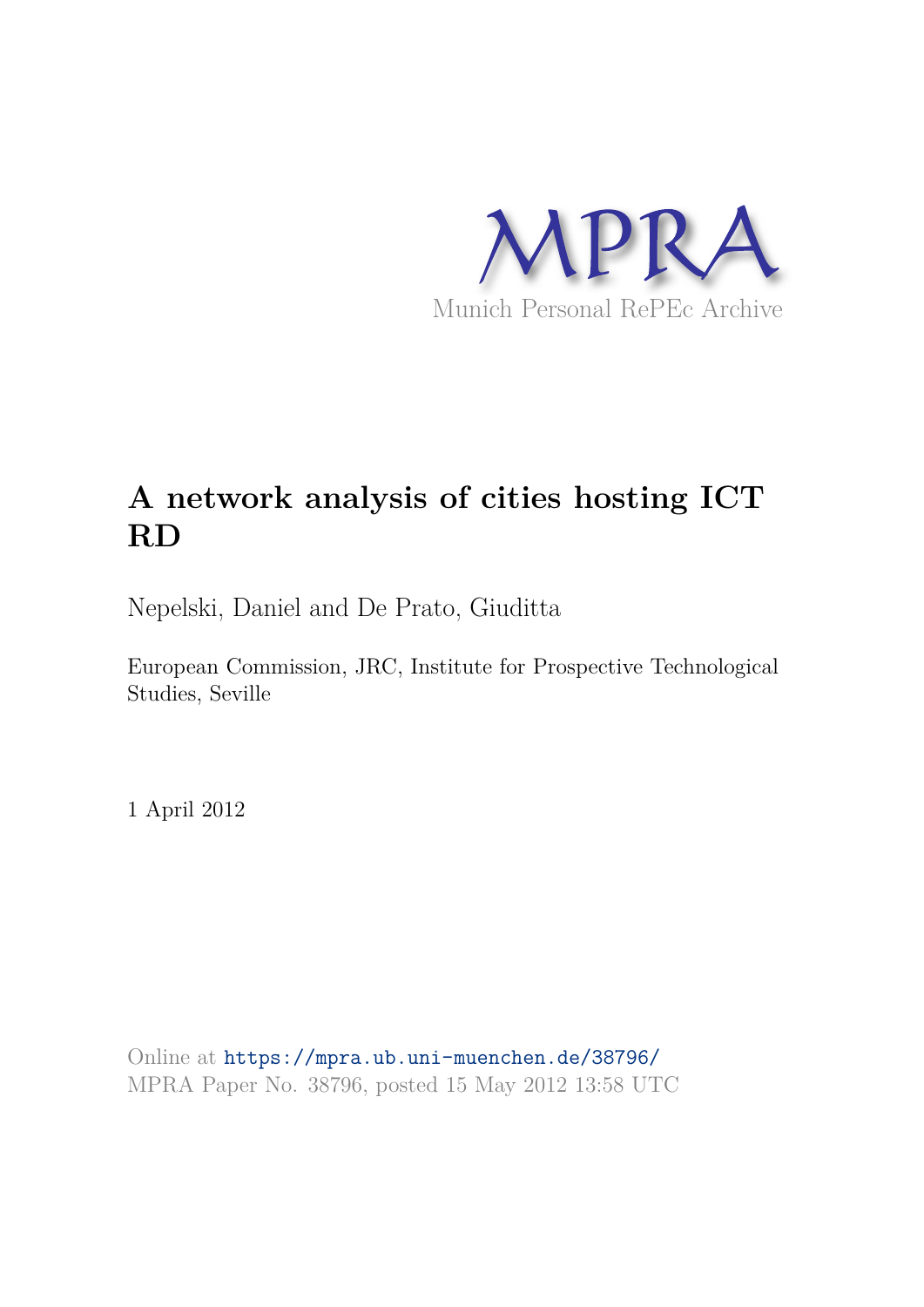MPRA

Munich Personal RePEc Archive

# A network analysis of cities hosting ICT RD

Nepelski, Daniel and De Prato, Giuditta

European Commission, JRC, Institute for Prospective Technological Studies, Seville

1 April 2012

Online at https://mpra.ub.uni-muenchen.de/38796/
MPRA Paper No. 38796, posted 15 May 2012 13:58 UTC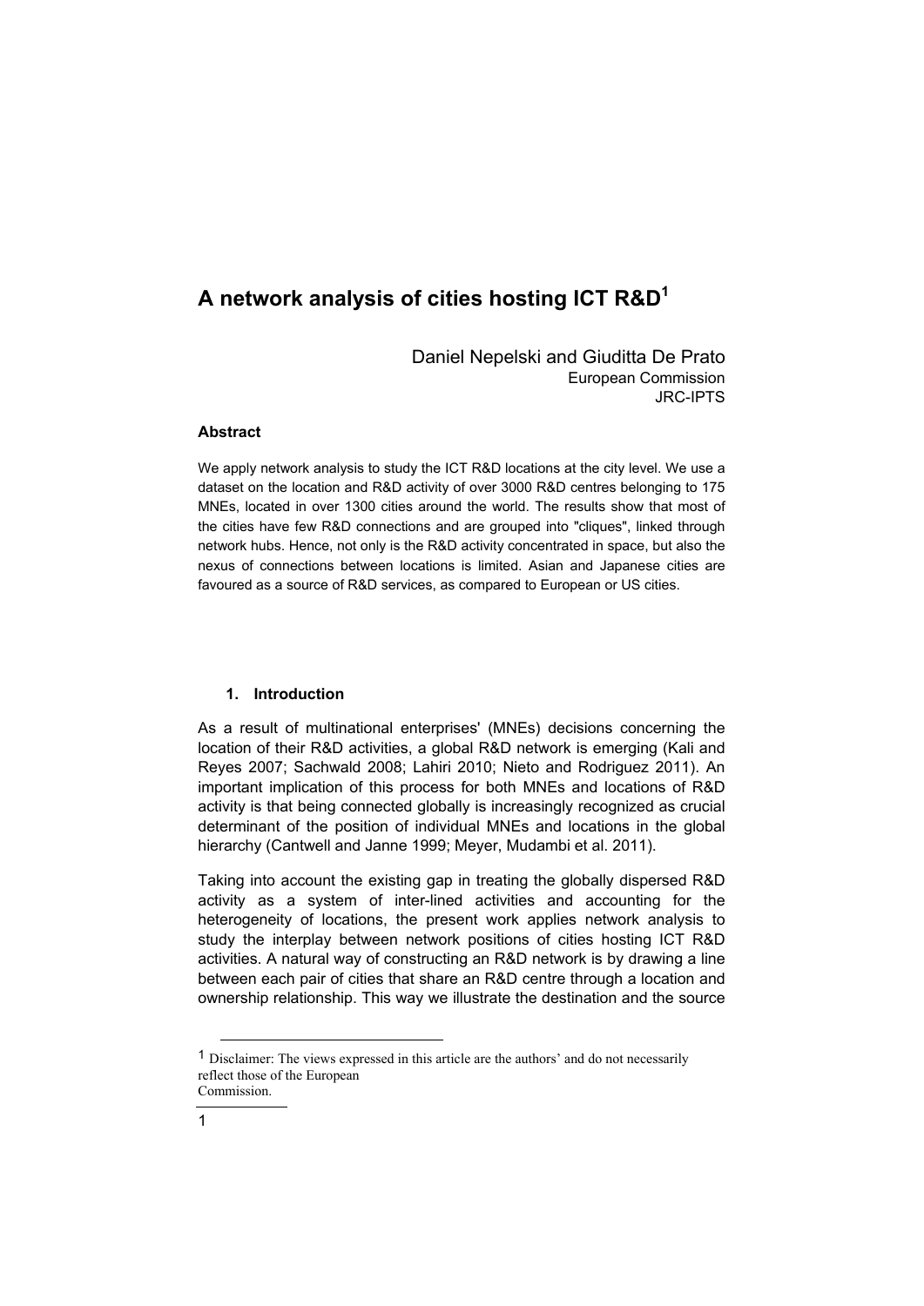# A network analysis of cities hosting ICT R&D[1]

Daniel Nepelski and Giuditta De Prato
European Commission
JRC-IPTS

### Abstract

We apply network analysis to study the ICT R&D locations at the city level. We use a dataset on the location and R&D activity of over 3000 R&D centres belonging to 175 MNEs, located in over 1300 cities around the world. The results show that most of the cities have few R&D connections and are grouped into "cliques", linked through network hubs. Hence, not only is the R&D activity concentrated in space, but also the nexus of connections between locations is limited. Asian and Japanese cities are favoured as a source of R&D services, as compared to European or US cities.

## 1. Introduction

As a result of multinational enterprises' (MNEs) decisions concerning the location of their R&D activities, a global R&D network is emerging (Kali and Reyes 2007; Sachwald 2008; Lahiri 2010; Nieto and Rodriguez 2011). An important implication of this process for both MNEs and locations of R&D activity is that being connected globally is increasingly recognized as crucial determinant of the position of individual MNEs and locations in the global hierarchy (Cantwell and Janne 1999; Meyer, Mudambi et al. 2011).

Taking into account the existing gap in treating the globally dispersed R&D activity as a system of inter-lined activities and accounting for the heterogeneity of locations, the present work applies network analysis to study the interplay between network positions of cities hosting ICT R&D activities. A natural way of constructing an R&D network is by drawing a line between each pair of cities that share an R&D centre through a location and ownership relationship. This way we illustrate the destination and the source

[1] Disclaimer: The views expressed in this article are the authors' and do not necessarily reflect those of the European Commission.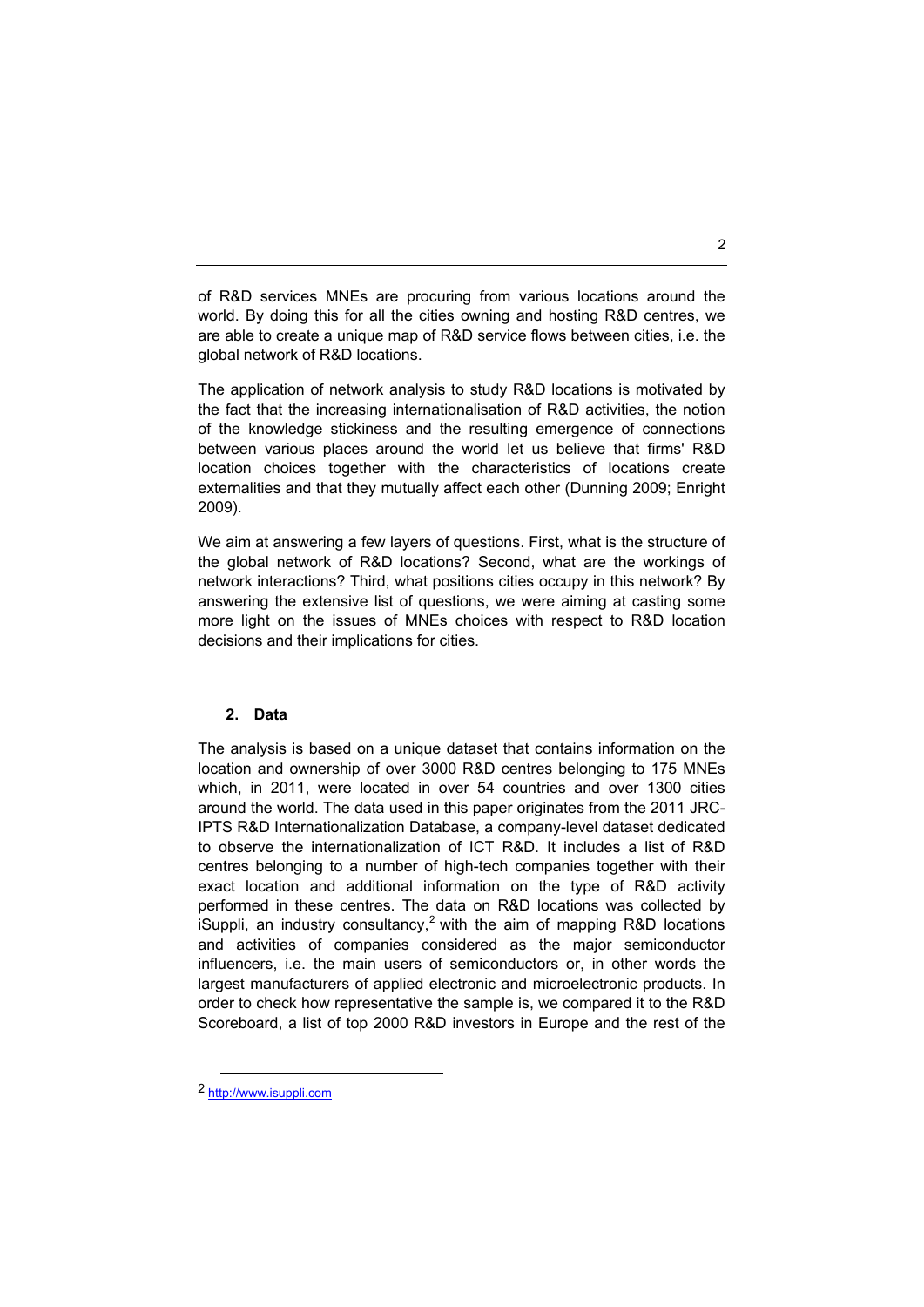of R&D services MNEs are procuring from various locations around the world. By doing this for all the cities owning and hosting R&D centres, we are able to create a unique map of R&D service flows between cities, i.e. the global network of R&D locations.

The application of network analysis to study R&D locations is motivated by the fact that the increasing internationalisation of R&D activities, the notion of the knowledge stickiness and the resulting emergence of connections between various places around the world let us believe that firms' R&D location choices together with the characteristics of locations create externalities and that they mutually affect each other (Dunning 2009; Enright 2009).

We aim at answering a few layers of questions. First, what is the structure of the global network of R&D locations? Second, what are the workings of network interactions? Third, what positions cities occupy in this network? By answering the extensive list of questions, we were aiming at casting some more light on the issues of MNEs choices with respect to R&D location decisions and their implications for cities.

## 2. Data

The analysis is based on a unique dataset that contains information on the location and ownership of over 3000 R&D centres belonging to 175 MNEs which, in 2011, were located in over 54 countries and over 1300 cities around the world. The data used in this paper originates from the 2011 JRC-IPTS R&D Internationalization Database, a company-level dataset dedicated to observe the internationalization of ICT R&D. It includes a list of R&D centres belonging to a number of high-tech companies together with their exact location and additional information on the type of R&D activity performed in these centres. The data on R&D locations was collected by iSuppli, an industry consultancy,[2] with the aim of mapping R&D locations and activities of companies considered as the major semiconductor influencers, i.e. the main users of semiconductors or, in other words the largest manufacturers of applied electronic and microelectronic products. In order to check how representative the sample is, we compared it to the R&D Scoreboard, a list of top 2000 R&D investors in Europe and the rest of the

[2] http://www.isuppli.com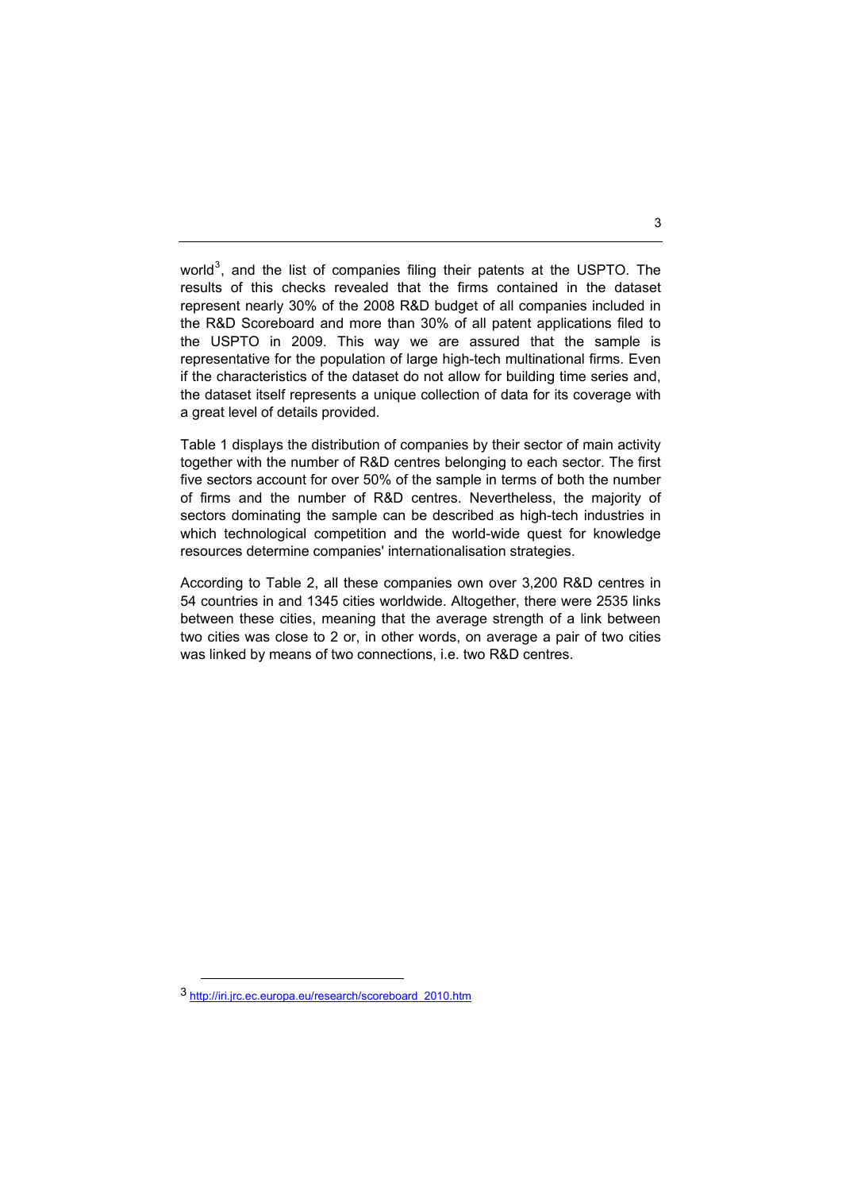world[3], and the list of companies filing their patents at the USPTO. The results of this checks revealed that the firms contained in the dataset represent nearly 30% of the 2008 R&D budget of all companies included in the R&D Scoreboard and more than 30% of all patent applications filed to the USPTO in 2009. This way we are assured that the sample is representative for the population of large high-tech multinational firms. Even if the characteristics of the dataset do not allow for building time series and, the dataset itself represents a unique collection of data for its coverage with a great level of details provided.

Table 1 displays the distribution of companies by their sector of main activity together with the number of R&D centres belonging to each sector. The first five sectors account for over 50% of the sample in terms of both the number of firms and the number of R&D centres. Nevertheless, the majority of sectors dominating the sample can be described as high-tech industries in which technological competition and the world-wide quest for knowledge resources determine companies' internationalisation strategies.

According to Table 2, all these companies own over 3,200 R&D centres in 54 countries in and 1345 cities worldwide. Altogether, there were 2535 links between these cities, meaning that the average strength of a link between two cities was close to 2 or, in other words, on average a pair of two cities was linked by means of two connections, i.e. two R&D centres.

---

[3] http://iri.jrc.ec.europa.eu/research/scoreboard_2010.htm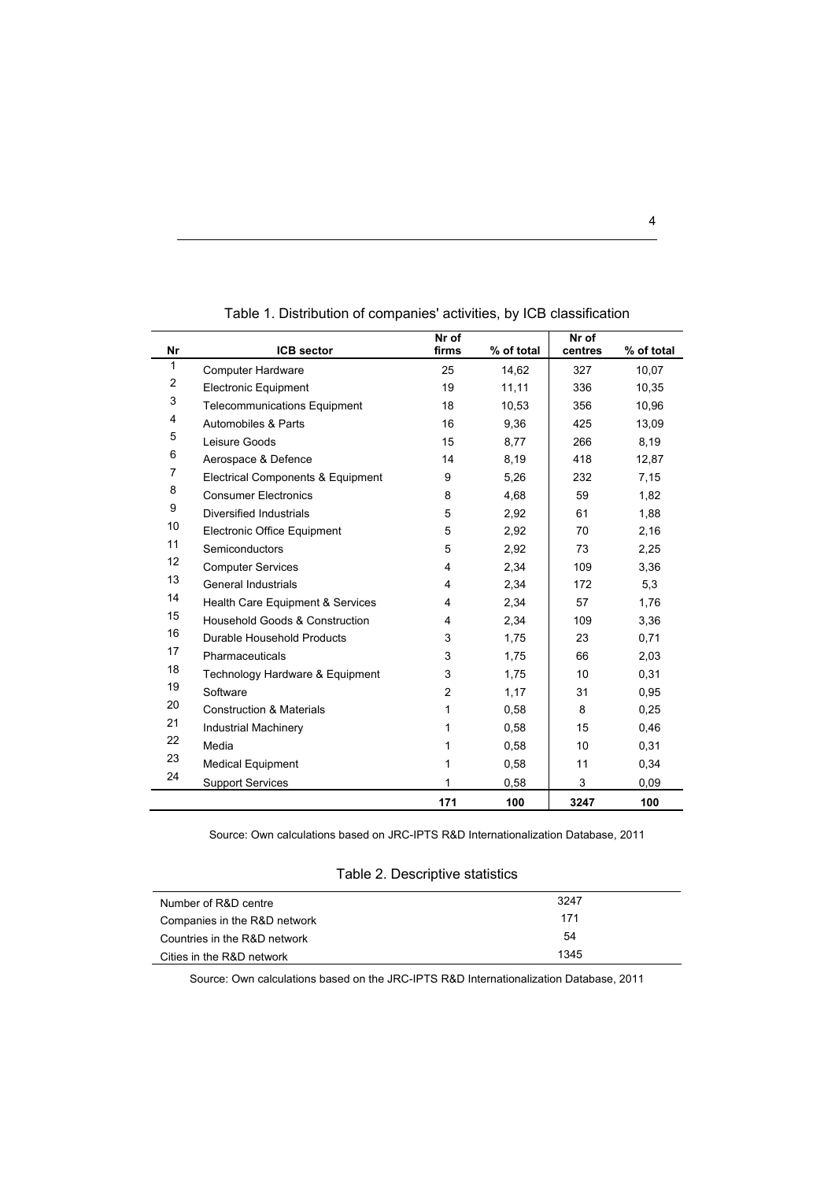Table 1. Distribution of companies' activities, by ICB classification

| Nr | ICB sector | Nr of firms | % of total | Nr of centres | % of total |
|---|---|---|---|---|---|
| 1 | Computer Hardware | 25 | 14,62 | 327 | 10,07 |
| 2 | Electronic Equipment | 19 | 11,11 | 336 | 10,35 |
| 3 | Telecommunications Equipment | 18 | 10,53 | 356 | 10,96 |
| 4 | Automobiles & Parts | 16 | 9,36 | 425 | 13,09 |
| 5 | Leisure Goods | 15 | 8,77 | 266 | 8,19 |
| 6 | Aerospace & Defence | 14 | 8,19 | 418 | 12,87 |
| 7 | Electrical Components & Equipment | 9 | 5,26 | 232 | 7,15 |
| 8 | Consumer Electronics | 8 | 4,68 | 59 | 1,82 |
| 9 | Diversified Industrials | 5 | 2,92 | 61 | 1,88 |
| 10 | Electronic Office Equipment | 5 | 2,92 | 70 | 2,16 |
| 11 | Semiconductors | 5 | 2,92 | 73 | 2,25 |
| 12 | Computer Services | 4 | 2,34 | 109 | 3,36 |
| 13 | General Industrials | 4 | 2,34 | 172 | 5,3 |
| 14 | Health Care Equipment & Services | 4 | 2,34 | 57 | 1,76 |
| 15 | Household Goods & Construction | 4 | 2,34 | 109 | 3,36 |
| 16 | Durable Household Products | 3 | 1,75 | 23 | 0,71 |
| 17 | Pharmaceuticals | 3 | 1,75 | 66 | 2,03 |
| 18 | Technology Hardware & Equipment | 3 | 1,75 | 10 | 0,31 |
| 19 | Software | 2 | 1,17 | 31 | 0,95 |
| 20 | Construction & Materials | 1 | 0,58 | 8 | 0,25 |
| 21 | Industrial Machinery | 1 | 0,58 | 15 | 0,46 |
| 22 | Media | 1 | 0,58 | 10 | 0,31 |
| 23 | Medical Equipment | 1 | 0,58 | 11 | 0,34 |
| 24 | Support Services | 1 | 0,58 | 3 | 0,09 |
| | | **171** | **100** | **3247** | **100** |

Source: Own calculations based on JRC-IPTS R&D Internationalization Database, 2011

Table 2. Descriptive statistics

| | |
|---|---|
| Number of R&D centre | 3247 |
| Companies in the R&D network | 171 |
| Countries in the R&D network | 54 |
| Cities in the R&D network | 1345 |

Source: Own calculations based on the JRC-IPTS R&D Internationalization Database, 2011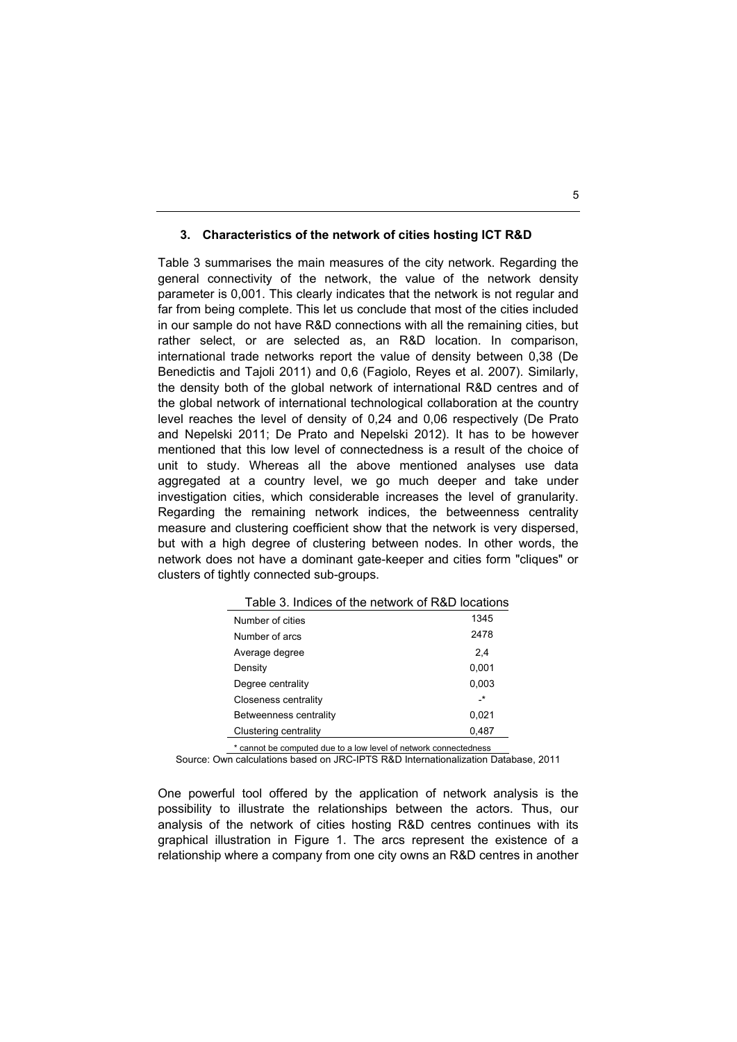## 3. Characteristics of the network of cities hosting ICT R&D

Table 3 summarises the main measures of the city network. Regarding the general connectivity of the network, the value of the network density parameter is 0,001. This clearly indicates that the network is not regular and far from being complete. This let us conclude that most of the cities included in our sample do not have R&D connections with all the remaining cities, but rather select, or are selected as, an R&D location. In comparison, international trade networks report the value of density between 0,38 (De Benedictis and Tajoli 2011) and 0,6 (Fagiolo, Reyes et al. 2007). Similarly, the density both of the global network of international R&D centres and of the global network of international technological collaboration at the country level reaches the level of density of 0,24 and 0,06 respectively (De Prato and Nepelski 2011; De Prato and Nepelski 2012). It has to be however mentioned that this low level of connectedness is a result of the choice of unit to study. Whereas all the above mentioned analyses use data aggregated at a country level, we go much deeper and take under investigation cities, which considerable increases the level of granularity. Regarding the remaining network indices, the betweenness centrality measure and clustering coefficient show that the network is very dispersed, but with a high degree of clustering between nodes. In other words, the network does not have a dominant gate-keeper and cities form "cliques" or clusters of tightly connected sub-groups.

Table 3. Indices of the network of R&D locations

| | |
|---|---|
| Number of cities | 1345 |
| Number of arcs | 2478 |
| Average degree | 2,4 |
| Density | 0,001 |
| Degree centrality | 0,003 |
| Closeness centrality | -* |
| Betweenness centrality | 0,021 |
| Clustering centrality | 0,487 |

* cannot be computed due to a low level of network connectedness

Source: Own calculations based on JRC-IPTS R&D Internationalization Database, 2011

One powerful tool offered by the application of network analysis is the possibility to illustrate the relationships between the actors. Thus, our analysis of the network of cities hosting R&D centres continues with its graphical illustration in Figure 1. The arcs represent the existence of a relationship where a company from one city owns an R&D centres in another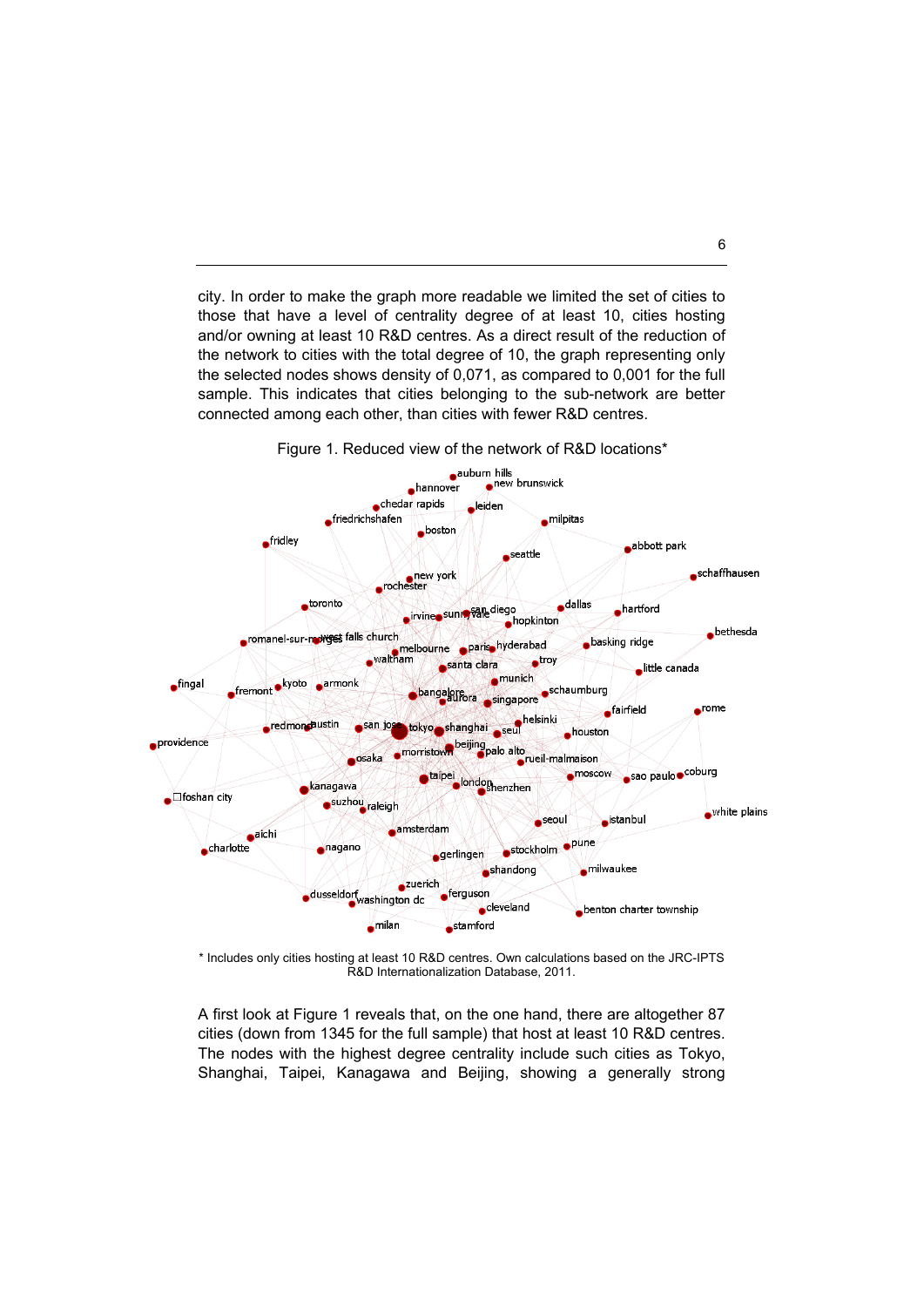city. In order to make the graph more readable we limited the set of cities to those that have a level of centrality degree of at least 10, cities hosting and/or owning at least 10 R&D centres. As a direct result of the reduction of the network to cities with the total degree of 10, the graph representing only the selected nodes shows density of 0,071, as compared to 0,001 for the full sample. This indicates that cities belonging to the sub-network are better connected among each other, than cities with fewer R&D centres.

Figure 1. Reduced view of the network of R&D locations*

\* Includes only cities hosting at least 10 R&D centres. Own calculations based on the JRC-IPTS R&D Internationalization Database, 2011.

A first look at Figure 1 reveals that, on the one hand, there are altogether 87 cities (down from 1345 for the full sample) that host at least 10 R&D centres. The nodes with the highest degree centrality include such cities as Tokyo, Shanghai, Taipei, Kanagawa and Beijing, showing a generally strong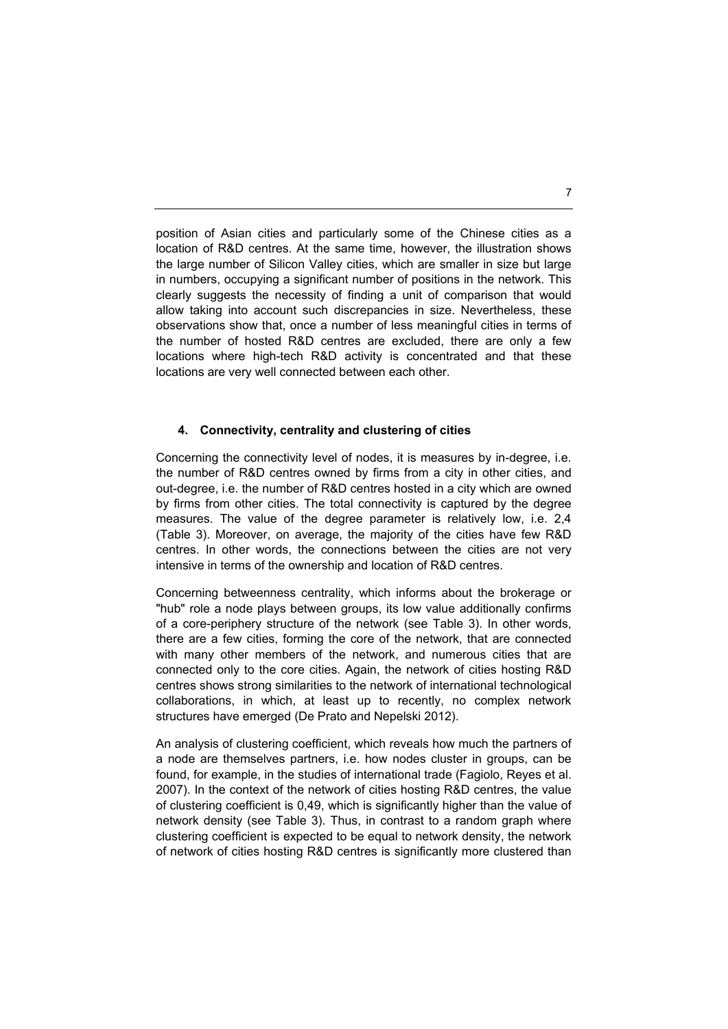position of Asian cities and particularly some of the Chinese cities as a location of R&D centres. At the same time, however, the illustration shows the large number of Silicon Valley cities, which are smaller in size but large in numbers, occupying a significant number of positions in the network. This clearly suggests the necessity of finding a unit of comparison that would allow taking into account such discrepancies in size. Nevertheless, these observations show that, once a number of less meaningful cities in terms of the number of hosted R&D centres are excluded, there are only a few locations where high-tech R&D activity is concentrated and that these locations are very well connected between each other.

## 4. Connectivity, centrality and clustering of cities

Concerning the connectivity level of nodes, it is measures by in-degree, i.e. the number of R&D centres owned by firms from a city in other cities, and out-degree, i.e. the number of R&D centres hosted in a city which are owned by firms from other cities. The total connectivity is captured by the degree measures. The value of the degree parameter is relatively low, i.e. 2,4 (Table 3). Moreover, on average, the majority of the cities have few R&D centres. In other words, the connections between the cities are not very intensive in terms of the ownership and location of R&D centres.

Concerning betweenness centrality, which informs about the brokerage or "hub" role a node plays between groups, its low value additionally confirms of a core-periphery structure of the network (see Table 3). In other words, there are a few cities, forming the core of the network, that are connected with many other members of the network, and numerous cities that are connected only to the core cities. Again, the network of cities hosting R&D centres shows strong similarities to the network of international technological collaborations, in which, at least up to recently, no complex network structures have emerged (De Prato and Nepelski 2012).

An analysis of clustering coefficient, which reveals how much the partners of a node are themselves partners, i.e. how nodes cluster in groups, can be found, for example, in the studies of international trade (Fagiolo, Reyes et al. 2007). In the context of the network of cities hosting R&D centres, the value of clustering coefficient is 0,49, which is significantly higher than the value of network density (see Table 3). Thus, in contrast to a random graph where clustering coefficient is expected to be equal to network density, the network of network of cities hosting R&D centres is significantly more clustered than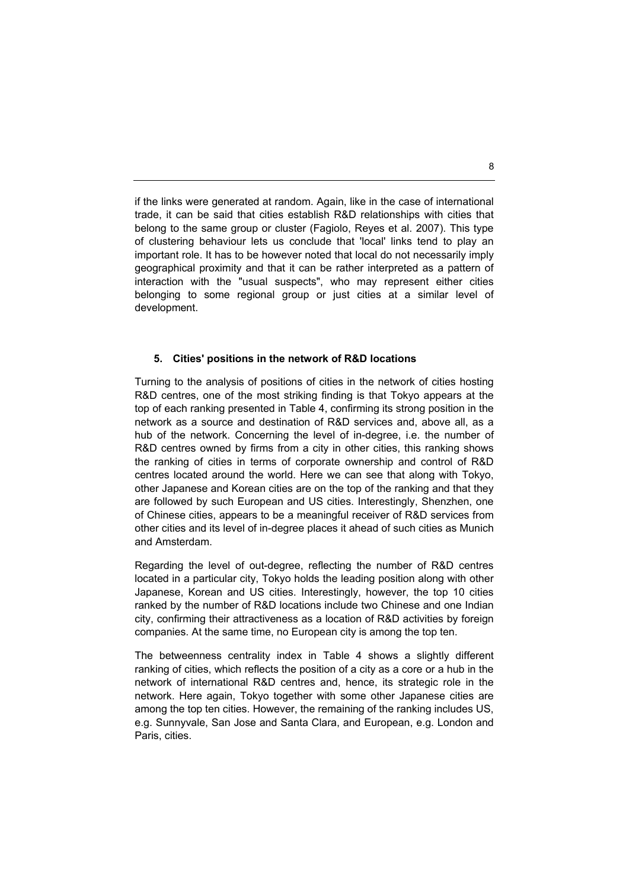if the links were generated at random. Again, like in the case of international trade, it can be said that cities establish R&D relationships with cities that belong to the same group or cluster (Fagiolo, Reyes et al. 2007). This type of clustering behaviour lets us conclude that 'local' links tend to play an important role. It has to be however noted that local do not necessarily imply geographical proximity and that it can be rather interpreted as a pattern of interaction with the "usual suspects", who may represent either cities belonging to some regional group or just cities at a similar level of development.

## 5. Cities' positions in the network of R&D locations

Turning to the analysis of positions of cities in the network of cities hosting R&D centres, one of the most striking finding is that Tokyo appears at the top of each ranking presented in Table 4, confirming its strong position in the network as a source and destination of R&D services and, above all, as a hub of the network. Concerning the level of in-degree, i.e. the number of R&D centres owned by firms from a city in other cities, this ranking shows the ranking of cities in terms of corporate ownership and control of R&D centres located around the world. Here we can see that along with Tokyo, other Japanese and Korean cities are on the top of the ranking and that they are followed by such European and US cities. Interestingly, Shenzhen, one of Chinese cities, appears to be a meaningful receiver of R&D services from other cities and its level of in-degree places it ahead of such cities as Munich and Amsterdam.

Regarding the level of out-degree, reflecting the number of R&D centres located in a particular city, Tokyo holds the leading position along with other Japanese, Korean and US cities. Interestingly, however, the top 10 cities ranked by the number of R&D locations include two Chinese and one Indian city, confirming their attractiveness as a location of R&D activities by foreign companies. At the same time, no European city is among the top ten.

The betweenness centrality index in Table 4 shows a slightly different ranking of cities, which reflects the position of a city as a core or a hub in the network of international R&D centres and, hence, its strategic role in the network. Here again, Tokyo together with some other Japanese cities are among the top ten cities. However, the remaining of the ranking includes US, e.g. Sunnyvale, San Jose and Santa Clara, and European, e.g. London and Paris, cities.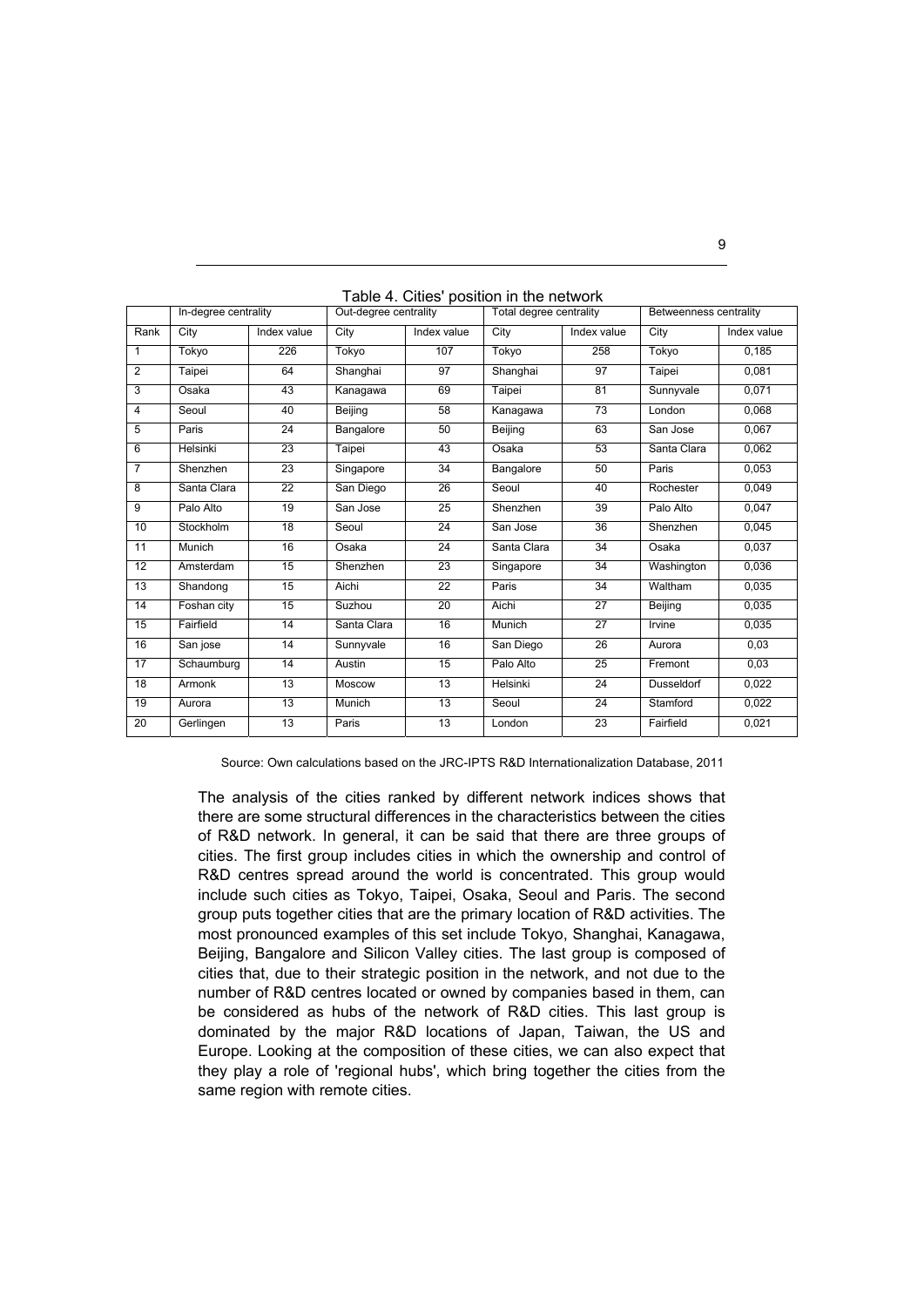Table 4. Cities' position in the network

| | In-degree centrality | | Out-degree centrality | | Total degree centrality | | Betweenness centrality | |
|---|---|---|---|---|---|---|---|---|
| Rank | City | Index value | City | Index value | City | Index value | City | Index value |
| 1 | Tokyo | 226 | Tokyo | 107 | Tokyo | 258 | Tokyo | 0,185 |
| 2 | Taipei | 64 | Shanghai | 97 | Shanghai | 97 | Taipei | 0,081 |
| 3 | Osaka | 43 | Kanagawa | 69 | Taipei | 81 | Sunnyvale | 0,071 |
| 4 | Seoul | 40 | Beijing | 58 | Kanagawa | 73 | London | 0,068 |
| 5 | Paris | 24 | Bangalore | 50 | Beijing | 63 | San Jose | 0,067 |
| 6 | Helsinki | 23 | Taipei | 43 | Osaka | 53 | Santa Clara | 0,062 |
| 7 | Shenzhen | 23 | Singapore | 34 | Bangalore | 50 | Paris | 0,053 |
| 8 | Santa Clara | 22 | San Diego | 26 | Seoul | 40 | Rochester | 0,049 |
| 9 | Palo Alto | 19 | San Jose | 25 | Shenzhen | 39 | Palo Alto | 0,047 |
| 10 | Stockholm | 18 | Seoul | 24 | San Jose | 36 | Shenzhen | 0,045 |
| 11 | Munich | 16 | Osaka | 24 | Santa Clara | 34 | Osaka | 0,037 |
| 12 | Amsterdam | 15 | Shenzhen | 23 | Singapore | 34 | Washington | 0,036 |
| 13 | Shandong | 15 | Aichi | 22 | Paris | 34 | Waltham | 0,035 |
| 14 | Foshan city | 15 | Suzhou | 20 | Aichi | 27 | Beijing | 0,035 |
| 15 | Fairfield | 14 | Santa Clara | 16 | Munich | 27 | Irvine | 0,035 |
| 16 | San jose | 14 | Sunnyvale | 16 | San Diego | 26 | Aurora | 0,03 |
| 17 | Schaumburg | 14 | Austin | 15 | Palo Alto | 25 | Fremont | 0,03 |
| 18 | Armonk | 13 | Moscow | 13 | Helsinki | 24 | Dusseldorf | 0,022 |
| 19 | Aurora | 13 | Munich | 13 | Seoul | 24 | Stamford | 0,022 |
| 20 | Gerlingen | 13 | Paris | 13 | London | 23 | Fairfield | 0,021 |

Source: Own calculations based on the JRC-IPTS R&D Internationalization Database, 2011

The analysis of the cities ranked by different network indices shows that there are some structural differences in the characteristics between the cities of R&D network. In general, it can be said that there are three groups of cities. The first group includes cities in which the ownership and control of R&D centres spread around the world is concentrated. This group would include such cities as Tokyo, Taipei, Osaka, Seoul and Paris. The second group puts together cities that are the primary location of R&D activities. The most pronounced examples of this set include Tokyo, Shanghai, Kanagawa, Beijing, Bangalore and Silicon Valley cities. The last group is composed of cities that, due to their strategic position in the network, and not due to the number of R&D centres located or owned by companies based in them, can be considered as hubs of the network of R&D cities. This last group is dominated by the major R&D locations of Japan, Taiwan, the US and Europe. Looking at the composition of these cities, we can also expect that they play a role of 'regional hubs', which bring together the cities from the same region with remote cities.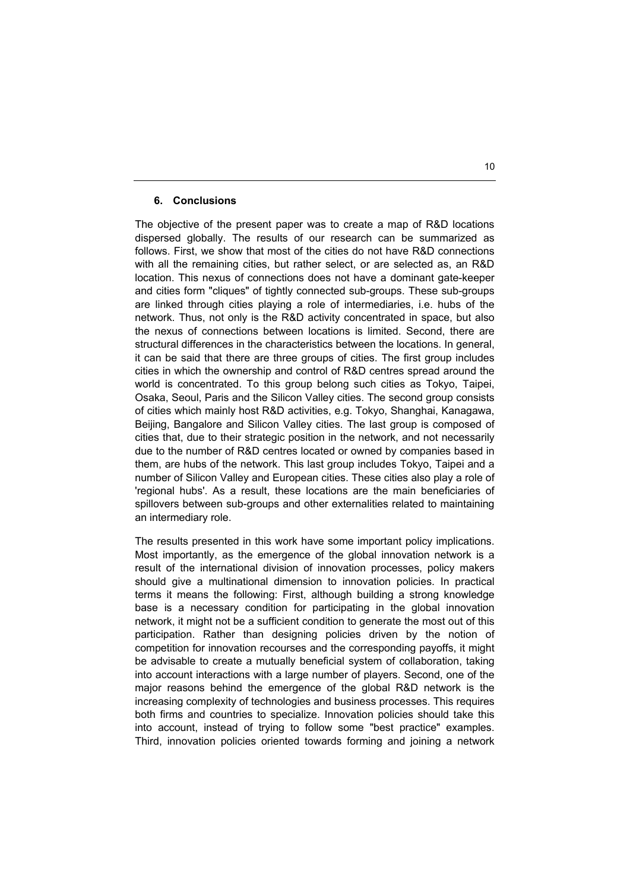## 6. Conclusions

The objective of the present paper was to create a map of R&D locations dispersed globally. The results of our research can be summarized as follows. First, we show that most of the cities do not have R&D connections with all the remaining cities, but rather select, or are selected as, an R&D location. This nexus of connections does not have a dominant gate-keeper and cities form "cliques" of tightly connected sub-groups. These sub-groups are linked through cities playing a role of intermediaries, i.e. hubs of the network. Thus, not only is the R&D activity concentrated in space, but also the nexus of connections between locations is limited. Second, there are structural differences in the characteristics between the locations. In general, it can be said that there are three groups of cities. The first group includes cities in which the ownership and control of R&D centres spread around the world is concentrated. To this group belong such cities as Tokyo, Taipei, Osaka, Seoul, Paris and the Silicon Valley cities. The second group consists of cities which mainly host R&D activities, e.g. Tokyo, Shanghai, Kanagawa, Beijing, Bangalore and Silicon Valley cities. The last group is composed of cities that, due to their strategic position in the network, and not necessarily due to the number of R&D centres located or owned by companies based in them, are hubs of the network. This last group includes Tokyo, Taipei and a number of Silicon Valley and European cities. These cities also play a role of 'regional hubs'. As a result, these locations are the main beneficiaries of spillovers between sub-groups and other externalities related to maintaining an intermediary role.

The results presented in this work have some important policy implications. Most importantly, as the emergence of the global innovation network is a result of the international division of innovation processes, policy makers should give a multinational dimension to innovation policies. In practical terms it means the following: First, although building a strong knowledge base is a necessary condition for participating in the global innovation network, it might not be a sufficient condition to generate the most out of this participation. Rather than designing policies driven by the notion of competition for innovation recourses and the corresponding payoffs, it might be advisable to create a mutually beneficial system of collaboration, taking into account interactions with a large number of players. Second, one of the major reasons behind the emergence of the global R&D network is the increasing complexity of technologies and business processes. This requires both firms and countries to specialize. Innovation policies should take this into account, instead of trying to follow some "best practice" examples. Third, innovation policies oriented towards forming and joining a network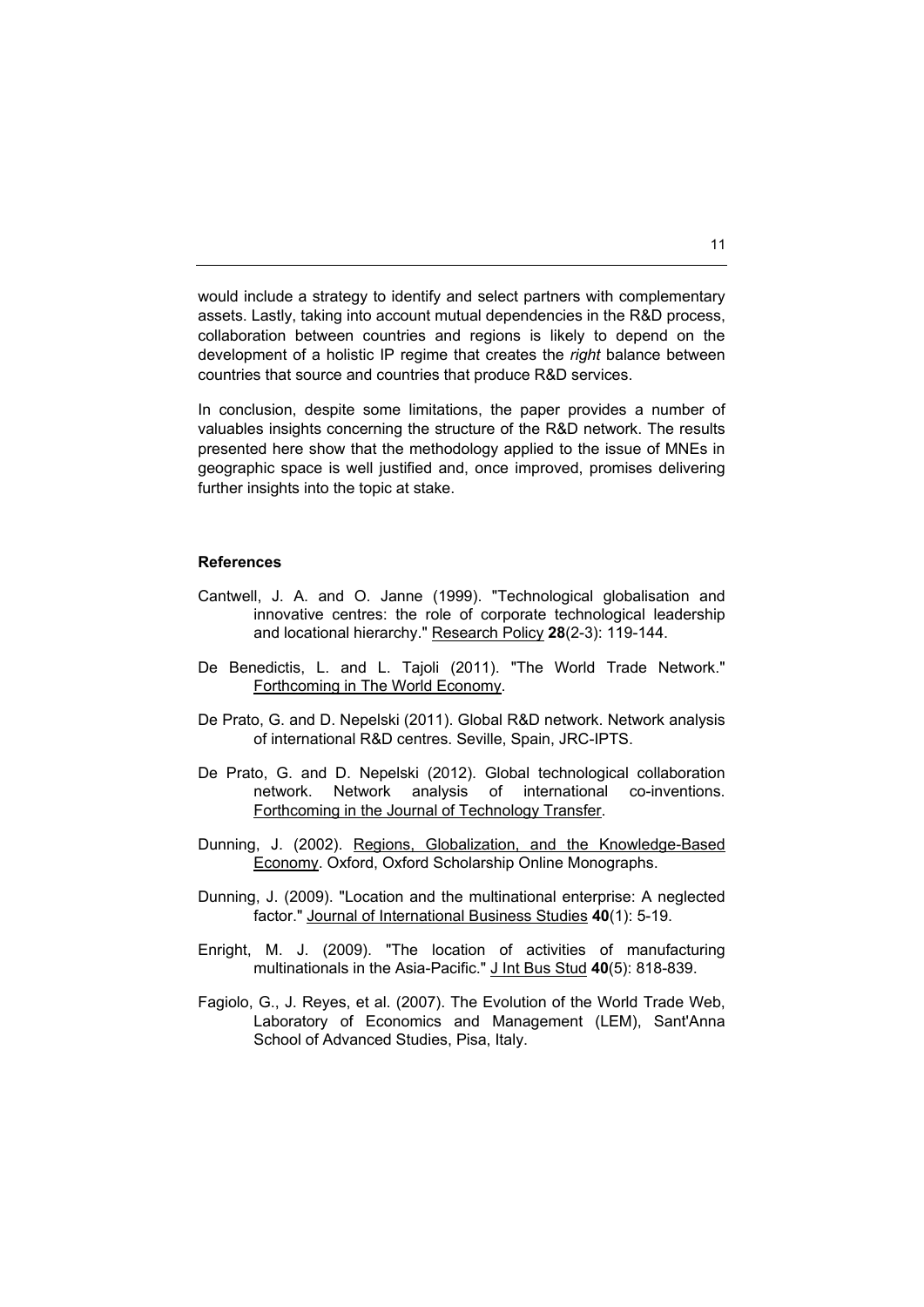would include a strategy to identify and select partners with complementary assets. Lastly, taking into account mutual dependencies in the R&D process, collaboration between countries and regions is likely to depend on the development of a holistic IP regime that creates the *right* balance between countries that source and countries that produce R&D services.

In conclusion, despite some limitations, the paper provides a number of valuables insights concerning the structure of the R&D network. The results presented here show that the methodology applied to the issue of MNEs in geographic space is well justified and, once improved, promises delivering further insights into the topic at stake.

## References

Cantwell, J. A. and O. Janne (1999). "Technological globalisation and innovative centres: the role of corporate technological leadership and locational hierarchy." Research Policy **28**(2-3): 119-144.

De Benedictis, L. and L. Tajoli (2011). "The World Trade Network." Forthcoming in The World Economy.

De Prato, G. and D. Nepelski (2011). Global R&D network. Network analysis of international R&D centres. Seville, Spain, JRC-IPTS.

De Prato, G. and D. Nepelski (2012). Global technological collaboration network. Network analysis of international co-inventions. Forthcoming in the Journal of Technology Transfer.

Dunning, J. (2002). Regions, Globalization, and the Knowledge-Based Economy. Oxford, Oxford Scholarship Online Monographs.

Dunning, J. (2009). "Location and the multinational enterprise: A neglected factor." Journal of International Business Studies **40**(1): 5-19.

Enright, M. J. (2009). "The location of activities of manufacturing multinationals in the Asia-Pacific." J Int Bus Stud **40**(5): 818-839.

Fagiolo, G., J. Reyes, et al. (2007). The Evolution of the World Trade Web, Laboratory of Economics and Management (LEM), Sant'Anna School of Advanced Studies, Pisa, Italy.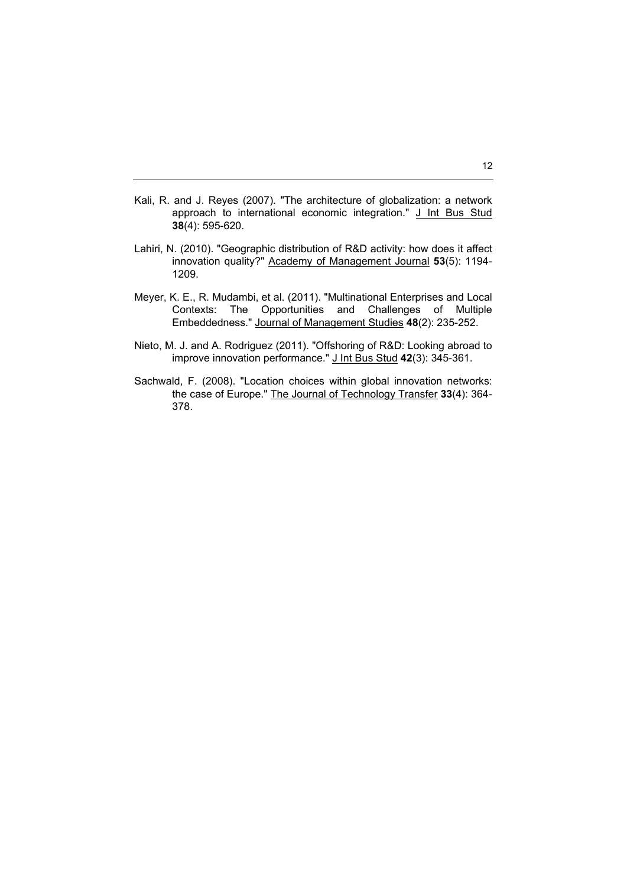Kali, R. and J. Reyes (2007). "The architecture of globalization: a network approach to international economic integration." J Int Bus Stud **38**(4): 595-620.

Lahiri, N. (2010). "Geographic distribution of R&D activity: how does it affect innovation quality?" Academy of Management Journal **53**(5): 1194-1209.

Meyer, K. E., R. Mudambi, et al. (2011). "Multinational Enterprises and Local Contexts: The Opportunities and Challenges of Multiple Embeddedness." Journal of Management Studies **48**(2): 235-252.

Nieto, M. J. and A. Rodriguez (2011). "Offshoring of R&D: Looking abroad to improve innovation performance." J Int Bus Stud **42**(3): 345-361.

Sachwald, F. (2008). "Location choices within global innovation networks: the case of Europe." The Journal of Technology Transfer **33**(4): 364-378.